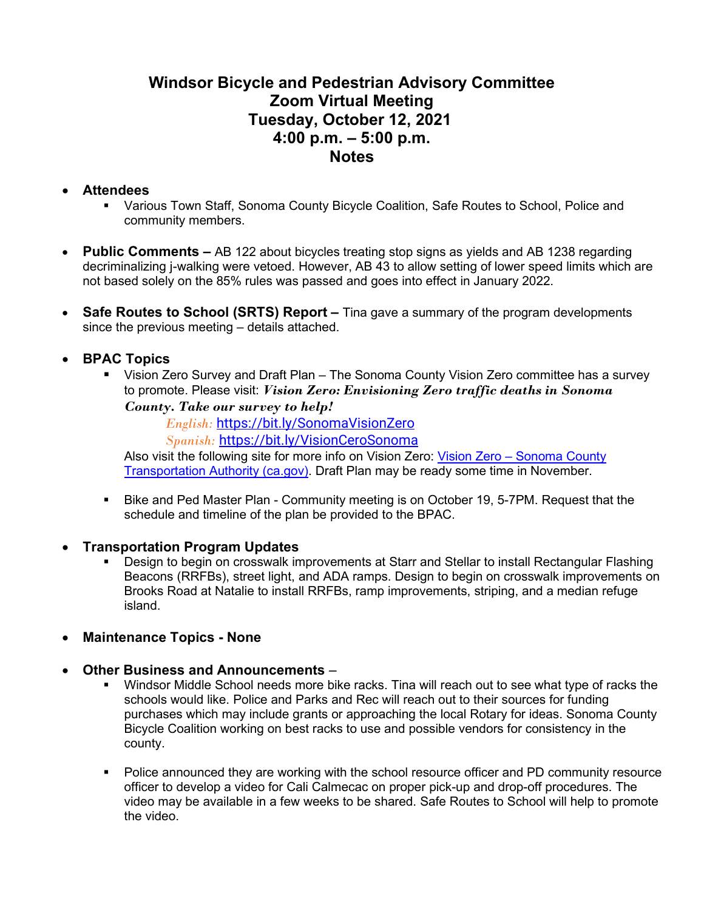# Windsor Bicycle and Pedestrian Advisory Committee
# Zoom Virtual Meeting
# Tuesday, October 12, 2021
# 4:00 p.m. – 5:00 p.m.
# Notes

- **Attendees**
  - Various Town Staff, Sonoma County Bicycle Coalition, Safe Routes to School, Police and community members.

- **Public Comments –** AB 122 about bicycles treating stop signs as yields and AB 1238 regarding decriminalizing j-walking were vetoed. However, AB 43 to allow setting of lower speed limits which are not based solely on the 85% rules was passed and goes into effect in January 2022.

- **Safe Routes to School (SRTS) Report –** Tina gave a summary of the program developments since the previous meeting – details attached.

- **BPAC Topics**
  - Vision Zero Survey and Draft Plan – The Sonoma County Vision Zero committee has a survey to promote. Please visit: ***Vision Zero: Envisioning Zero traffic deaths in Sonoma County. Take our survey to help!***

    *English:* https://bit.ly/SonomaVisionZero

    *Spanish:* https://bit.ly/VisionCeroSonoma

    Also visit the following site for more info on Vision Zero: Vision Zero – Sonoma County Transportation Authority (ca.gov). Draft Plan may be ready some time in November.

  - Bike and Ped Master Plan - Community meeting is on October 19, 5-7PM. Request that the schedule and timeline of the plan be provided to the BPAC.

- **Transportation Program Updates**
  - Design to begin on crosswalk improvements at Starr and Stellar to install Rectangular Flashing Beacons (RRFBs), street light, and ADA ramps. Design to begin on crosswalk improvements on Brooks Road at Natalie to install RRFBs, ramp improvements, striping, and a median refuge island.

- **Maintenance Topics - None**

- **Other Business and Announcements** –
  - Windsor Middle School needs more bike racks. Tina will reach out to see what type of racks the schools would like. Police and Parks and Rec will reach out to their sources for funding purchases which may include grants or approaching the local Rotary for ideas. Sonoma County Bicycle Coalition working on best racks to use and possible vendors for consistency in the county.

  - Police announced they are working with the school resource officer and PD community resource officer to develop a video for Cali Calmecac on proper pick-up and drop-off procedures. The video may be available in a few weeks to be shared. Safe Routes to School will help to promote the video.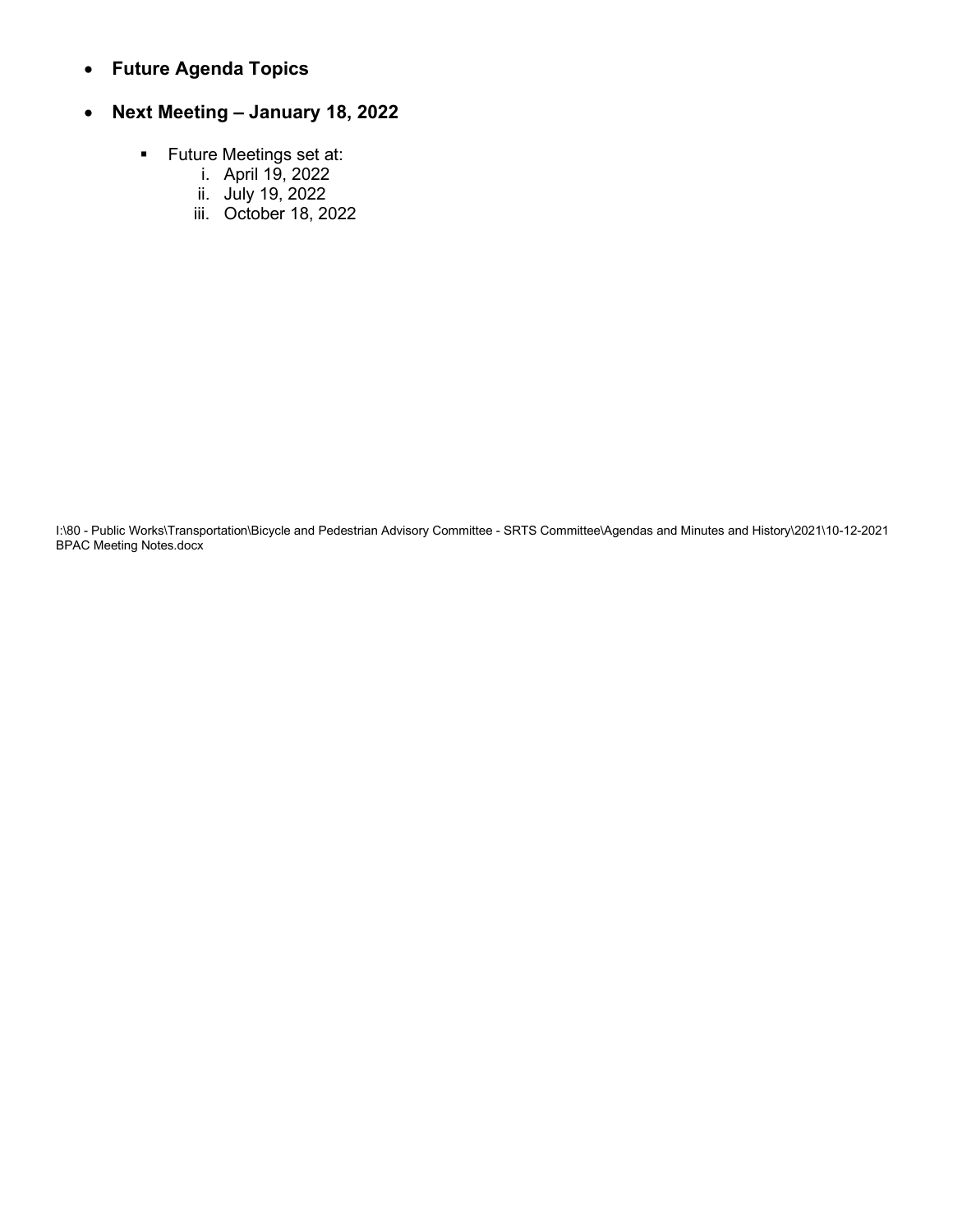- **Future Agenda Topics**

- **Next Meeting – January 18, 2022**

  - Future Meetings set at:
    1. April 19, 2022
    2. July 19, 2022
    3. October 18, 2022

I:\80 - Public Works\Transportation\Bicycle and Pedestrian Advisory Committee - SRTS Committee\Agendas and Minutes and History\2021\10-12-2021 BPAC Meeting Notes.docx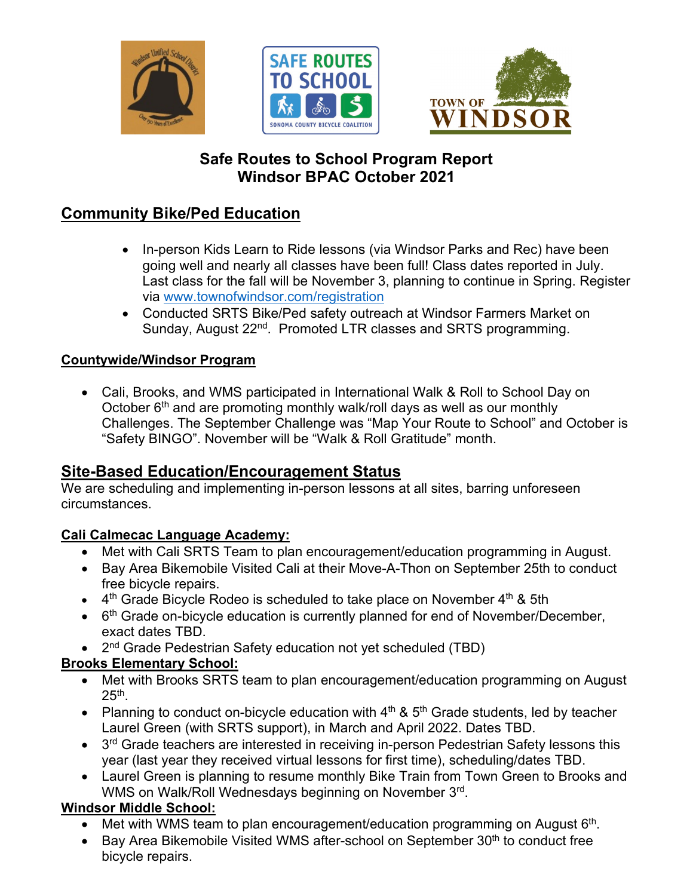# Safe Routes to School Program Report
# Windsor BPAC October 2021

## Community Bike/Ped Education

- In-person Kids Learn to Ride lessons (via Windsor Parks and Rec) have been going well and nearly all classes have been full! Class dates reported in July. Last class for the fall will be November 3, planning to continue in Spring. Register via www.townofwindsor.com/registration
- Conducted SRTS Bike/Ped safety outreach at Windsor Farmers Market on Sunday, August 22nd. Promoted LTR classes and SRTS programming.

### Countywide/Windsor Program

- Cali, Brooks, and WMS participated in International Walk & Roll to School Day on October 6th and are promoting monthly walk/roll days as well as our monthly Challenges. The September Challenge was "Map Your Route to School" and October is "Safety BINGO". November will be "Walk & Roll Gratitude" month.

## Site-Based Education/Encouragement Status

We are scheduling and implementing in-person lessons at all sites, barring unforeseen circumstances.

### Cali Calmecac Language Academy:

- Met with Cali SRTS Team to plan encouragement/education programming in August.
- Bay Area Bikemobile Visited Cali at their Move-A-Thon on September 25th to conduct free bicycle repairs.
- 4th Grade Bicycle Rodeo is scheduled to take place on November 4th & 5th
- 6th Grade on-bicycle education is currently planned for end of November/December, exact dates TBD.
- 2nd Grade Pedestrian Safety education not yet scheduled (TBD)

### Brooks Elementary School:

- Met with Brooks SRTS team to plan encouragement/education programming on August 25th.
- Planning to conduct on-bicycle education with 4th & 5th Grade students, led by teacher Laurel Green (with SRTS support), in March and April 2022. Dates TBD.
- 3rd Grade teachers are interested in receiving in-person Pedestrian Safety lessons this year (last year they received virtual lessons for first time), scheduling/dates TBD.
- Laurel Green is planning to resume monthly Bike Train from Town Green to Brooks and WMS on Walk/Roll Wednesdays beginning on November 3rd.

### Windsor Middle School:

- Met with WMS team to plan encouragement/education programming on August 6th.
- Bay Area Bikemobile Visited WMS after-school on September 30th to conduct free bicycle repairs.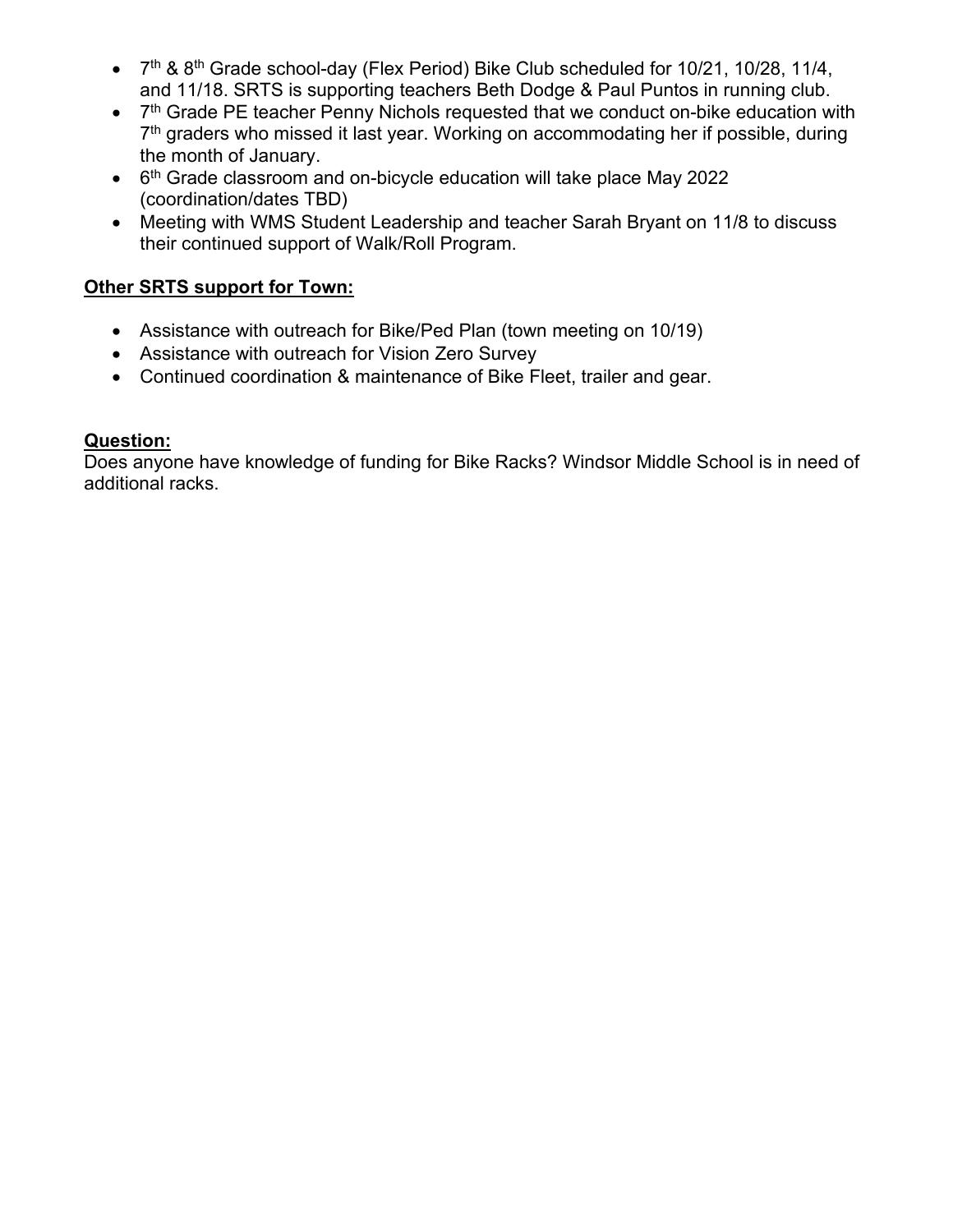- 7th & 8th Grade school-day (Flex Period) Bike Club scheduled for 10/21, 10/28, 11/4, and 11/18. SRTS is supporting teachers Beth Dodge & Paul Puntos in running club.
- 7th Grade PE teacher Penny Nichols requested that we conduct on-bike education with 7th graders who missed it last year. Working on accommodating her if possible, during the month of January.
- 6th Grade classroom and on-bicycle education will take place May 2022 (coordination/dates TBD)
- Meeting with WMS Student Leadership and teacher Sarah Bryant on 11/8 to discuss their continued support of Walk/Roll Program.

**Other SRTS support for Town:**

- Assistance with outreach for Bike/Ped Plan (town meeting on 10/19)
- Assistance with outreach for Vision Zero Survey
- Continued coordination & maintenance of Bike Fleet, trailer and gear.

**Question:**

Does anyone have knowledge of funding for Bike Racks? Windsor Middle School is in need of additional racks.